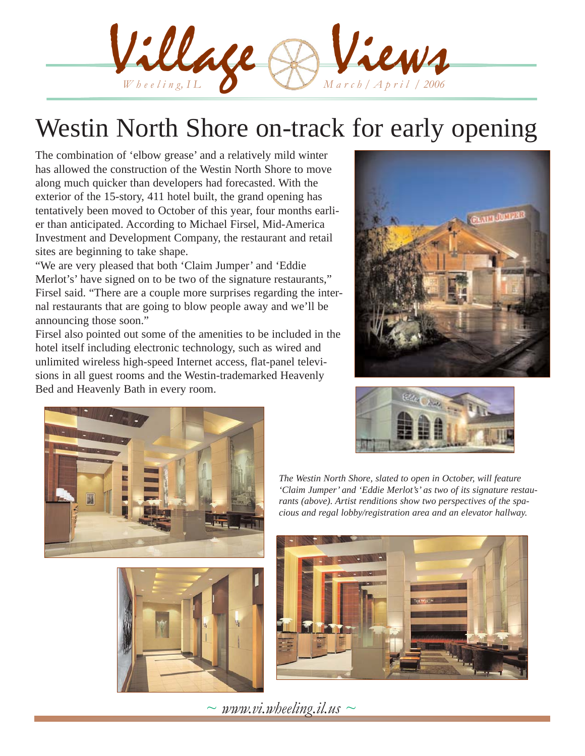# Village Views

*Wheeling, IL* *March / April / 2006*

# Westin North Shore on-track for early opening

The combination of 'elbow grease' and a relatively mild winter has allowed the construction of the Westin North Shore to move along much quicker than developers had forecasted. With the exterior of the 15-story, 411 hotel built, the grand opening has tentatively been moved to October of this year, four months earlier than anticipated. According to Michael Firsel, Mid-America Investment and Development Company, the restaurant and retail sites are beginning to take shape.

"We are very pleased that both 'Claim Jumper' and 'Eddie Merlot's' have signed on to be two of the signature restaurants," Firsel said. "There are a couple more surprises regarding the internal restaurants that are going to blow people away and we'll be announcing those soon."

Firsel also pointed out some of the amenities to be included in the hotel itself including electronic technology, such as wired and unlimited wireless high-speed Internet access, flat-panel televisions in all guest rooms and the Westin-trademarked Heavenly Bed and Heavenly Bath in every room.

*The Westin North Shore, slated to open in October, will feature 'Claim Jumper' and 'Eddie Merlot's' as two of its signature restaurants (above). Artist renditions show two perspectives of the spacious and regal lobby/registration area and an elevator hallway.*

~ www.vi.wheeling.il.us ~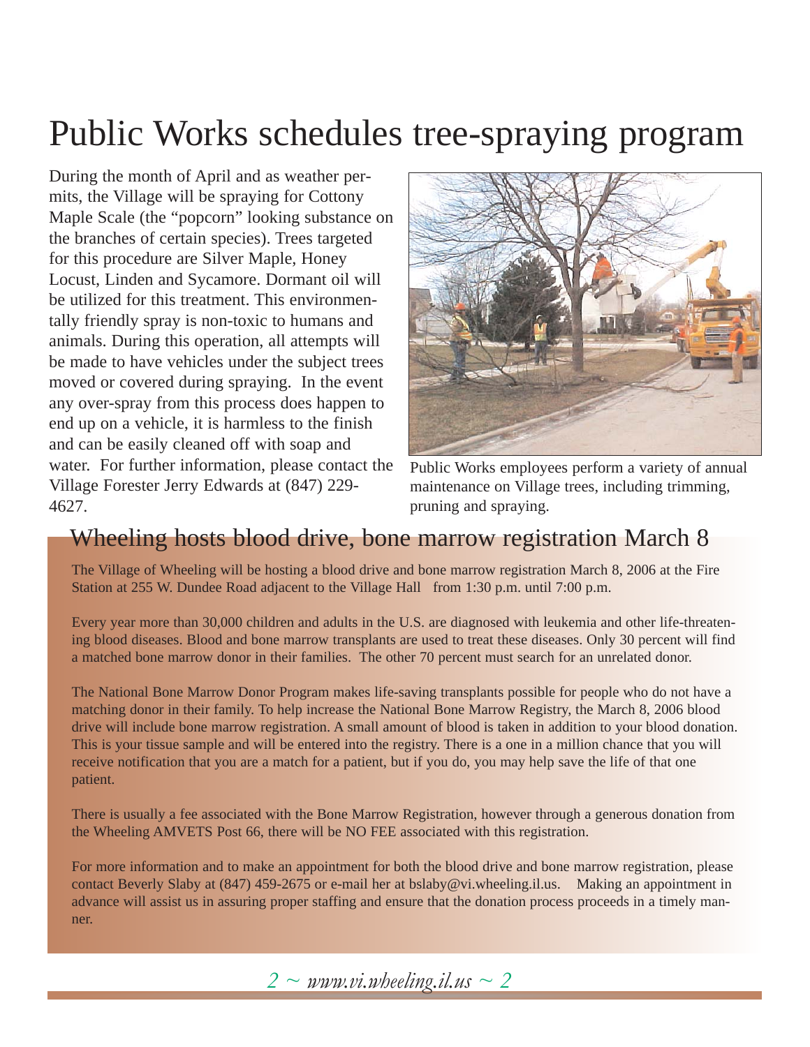# Public Works schedules tree-spraying program

During the month of April and as weather permits, the Village will be spraying for Cottony Maple Scale (the "popcorn" looking substance on the branches of certain species). Trees targeted for this procedure are Silver Maple, Honey Locust, Linden and Sycamore. Dormant oil will be utilized for this treatment. This environmentally friendly spray is non-toxic to humans and animals. During this operation, all attempts will be made to have vehicles under the subject trees moved or covered during spraying. In the event any over-spray from this process does happen to end up on a vehicle, it is harmless to the finish and can be easily cleaned off with soap and water. For further information, please contact the Village Forester Jerry Edwards at (847) 229-4627.

Public Works employees perform a variety of annual maintenance on Village trees, including trimming, pruning and spraying.

## Wheeling hosts blood drive, bone marrow registration March 8

The Village of Wheeling will be hosting a blood drive and bone marrow registration March 8, 2006 at the Fire Station at 255 W. Dundee Road adjacent to the Village Hall from 1:30 p.m. until 7:00 p.m.

Every year more than 30,000 children and adults in the U.S. are diagnosed with leukemia and other life-threatening blood diseases. Blood and bone marrow transplants are used to treat these diseases. Only 30 percent will find a matched bone marrow donor in their families. The other 70 percent must search for an unrelated donor.

The National Bone Marrow Donor Program makes life-saving transplants possible for people who do not have a matching donor in their family. To help increase the National Bone Marrow Registry, the March 8, 2006 blood drive will include bone marrow registration. A small amount of blood is taken in addition to your blood donation. This is your tissue sample and will be entered into the registry. There is a one in a million chance that you will receive notification that you are a match for a patient, but if you do, you may help save the life of that one patient.

There is usually a fee associated with the Bone Marrow Registration, however through a generous donation from the Wheeling AMVETS Post 66, there will be NO FEE associated with this registration.

For more information and to make an appointment for both the blood drive and bone marrow registration, please contact Beverly Slaby at (847) 459-2675 or e-mail her at bslaby@vi.wheeling.il.us. Making an appointment in advance will assist us in assuring proper staffing and ensure that the donation process proceeds in a timely manner.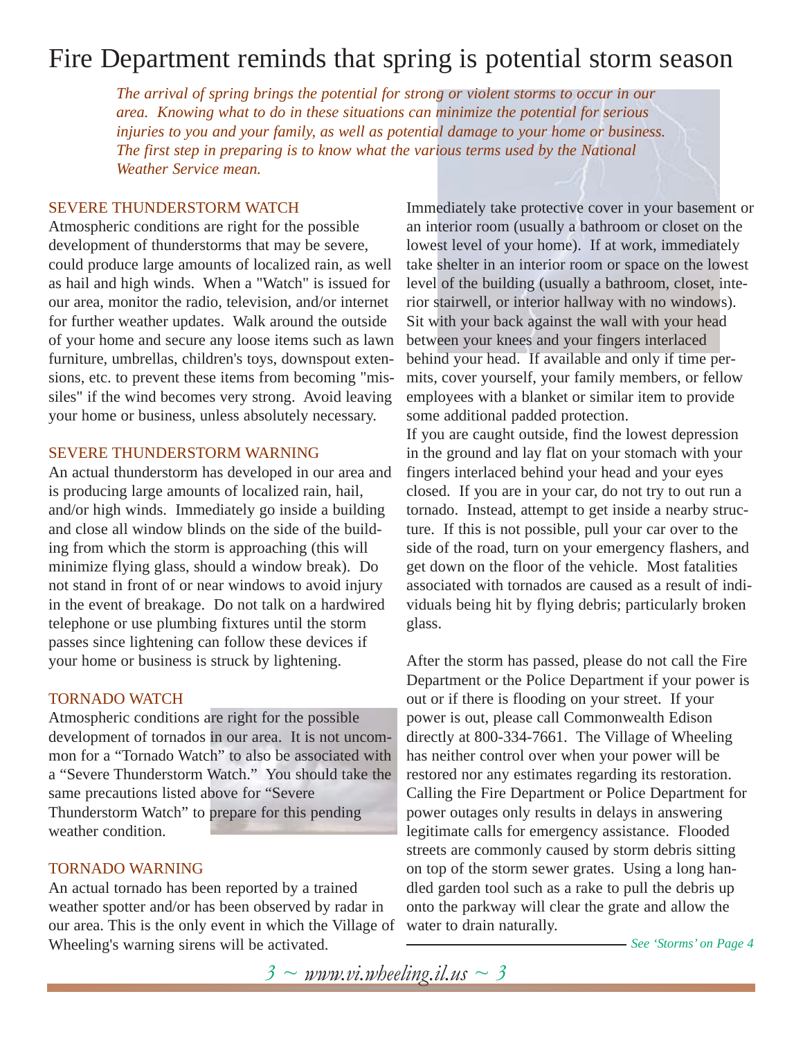# Fire Department reminds that spring is potential storm season

*The arrival of spring brings the potential for strong or violent storms to occur in our area. Knowing what to do in these situations can minimize the potential for serious injuries to you and your family, as well as potential damage to your home or business. The first step in preparing is to know what the various terms used by the National Weather Service mean.*

## SEVERE THUNDERSTORM WATCH

Atmospheric conditions are right for the possible development of thunderstorms that may be severe, could produce large amounts of localized rain, as well as hail and high winds. When a "Watch" is issued for our area, monitor the radio, television, and/or internet for further weather updates. Walk around the outside of your home and secure any loose items such as lawn furniture, umbrellas, children's toys, downspout extensions, etc. to prevent these items from becoming "missiles" if the wind becomes very strong. Avoid leaving your home or business, unless absolutely necessary.

## SEVERE THUNDERSTORM WARNING

An actual thunderstorm has developed in our area and is producing large amounts of localized rain, hail, and/or high winds. Immediately go inside a building and close all window blinds on the side of the building from which the storm is approaching (this will minimize flying glass, should a window break). Do not stand in front of or near windows to avoid injury in the event of breakage. Do not talk on a hardwired telephone or use plumbing fixtures until the storm passes since lightening can follow these devices if your home or business is struck by lightening.

## TORNADO WATCH

Atmospheric conditions are right for the possible development of tornados in our area. It is not uncommon for a "Tornado Watch" to also be associated with a "Severe Thunderstorm Watch." You should take the same precautions listed above for "Severe Thunderstorm Watch" to prepare for this pending weather condition.

## TORNADO WARNING

An actual tornado has been reported by a trained weather spotter and/or has been observed by radar in our area. This is the only event in which the Village of Wheeling's warning sirens will be activated. Immediately take protective cover in your basement or an interior room (usually a bathroom or closet on the lowest level of your home). If at work, immediately take shelter in an interior room or space on the lowest level of the building (usually a bathroom, closet, interior stairwell, or interior hallway with no windows). Sit with your back against the wall with your head between your knees and your fingers interlaced behind your head. If available and only if time permits, cover yourself, your family members, or fellow employees with a blanket or similar item to provide some additional padded protection.

If you are caught outside, find the lowest depression in the ground and lay flat on your stomach with your fingers interlaced behind your head and your eyes closed. If you are in your car, do not try to out run a tornado. Instead, attempt to get inside a nearby structure. If this is not possible, pull your car over to the side of the road, turn on your emergency flashers, and get down on the floor of the vehicle. Most fatalities associated with tornados are caused as a result of individuals being hit by flying debris; particularly broken glass.

After the storm has passed, please do not call the Fire Department or the Police Department if your power is out or if there is flooding on your street. If your power is out, please call Commonwealth Edison directly at 800-334-7661. The Village of Wheeling has neither control over when your power will be restored nor any estimates regarding its restoration. Calling the Fire Department or Police Department for power outages only results in delays in answering legitimate calls for emergency assistance. Flooded streets are commonly caused by storm debris sitting on top of the storm sewer grates. Using a long handled garden tool such as a rake to pull the debris up onto the parkway will clear the grate and allow the water to drain naturally.

*See 'Storms' on Page 4*

*www.vi.wheeling.il.us*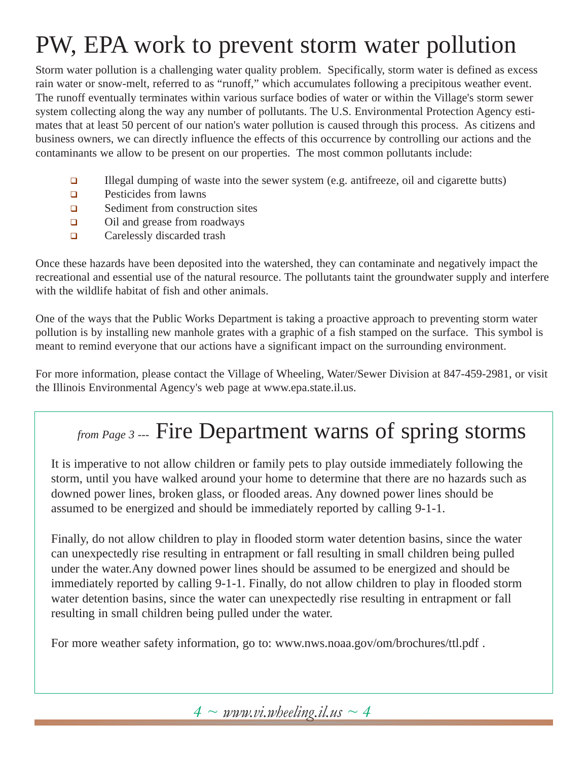# PW, EPA work to prevent storm water pollution

Storm water pollution is a challenging water quality problem. Specifically, storm water is defined as excess rain water or snow-melt, referred to as "runoff," which accumulates following a precipitous weather event. The runoff eventually terminates within various surface bodies of water or within the Village's storm sewer system collecting along the way any number of pollutants. The U.S. Environmental Protection Agency estimates that at least 50 percent of our nation's water pollution is caused through this process. As citizens and business owners, we can directly influence the effects of this occurrence by controlling our actions and the contaminants we allow to be present on our properties. The most common pollutants include:

- Illegal dumping of waste into the sewer system (e.g. antifreeze, oil and cigarette butts)
- Pesticides from lawns
- Sediment from construction sites
- Oil and grease from roadways
- Carelessly discarded trash

Once these hazards have been deposited into the watershed, they can contaminate and negatively impact the recreational and essential use of the natural resource. The pollutants taint the groundwater supply and interfere with the wildlife habitat of fish and other animals.

One of the ways that the Public Works Department is taking a proactive approach to preventing storm water pollution is by installing new manhole grates with a graphic of a fish stamped on the surface. This symbol is meant to remind everyone that our actions have a significant impact on the surrounding environment.

For more information, please contact the Village of Wheeling, Water/Sewer Division at 847-459-2981, or visit the Illinois Environmental Agency's web page at www.epa.state.il.us.

## *from Page 3 ---* Fire Department warns of spring storms

It is imperative to not allow children or family pets to play outside immediately following the storm, until you have walked around your home to determine that there are no hazards such as downed power lines, broken glass, or flooded areas. Any downed power lines should be assumed to be energized and should be immediately reported by calling 9-1-1.

Finally, do not allow children to play in flooded storm water detention basins, since the water can unexpectedly rise resulting in entrapment or fall resulting in small children being pulled under the water.Any downed power lines should be assumed to be energized and should be immediately reported by calling 9-1-1. Finally, do not allow children to play in flooded storm water detention basins, since the water can unexpectedly rise resulting in entrapment or fall resulting in small children being pulled under the water.

For more weather safety information, go to: www.nws.noaa.gov/om/brochures/ttl.pdf .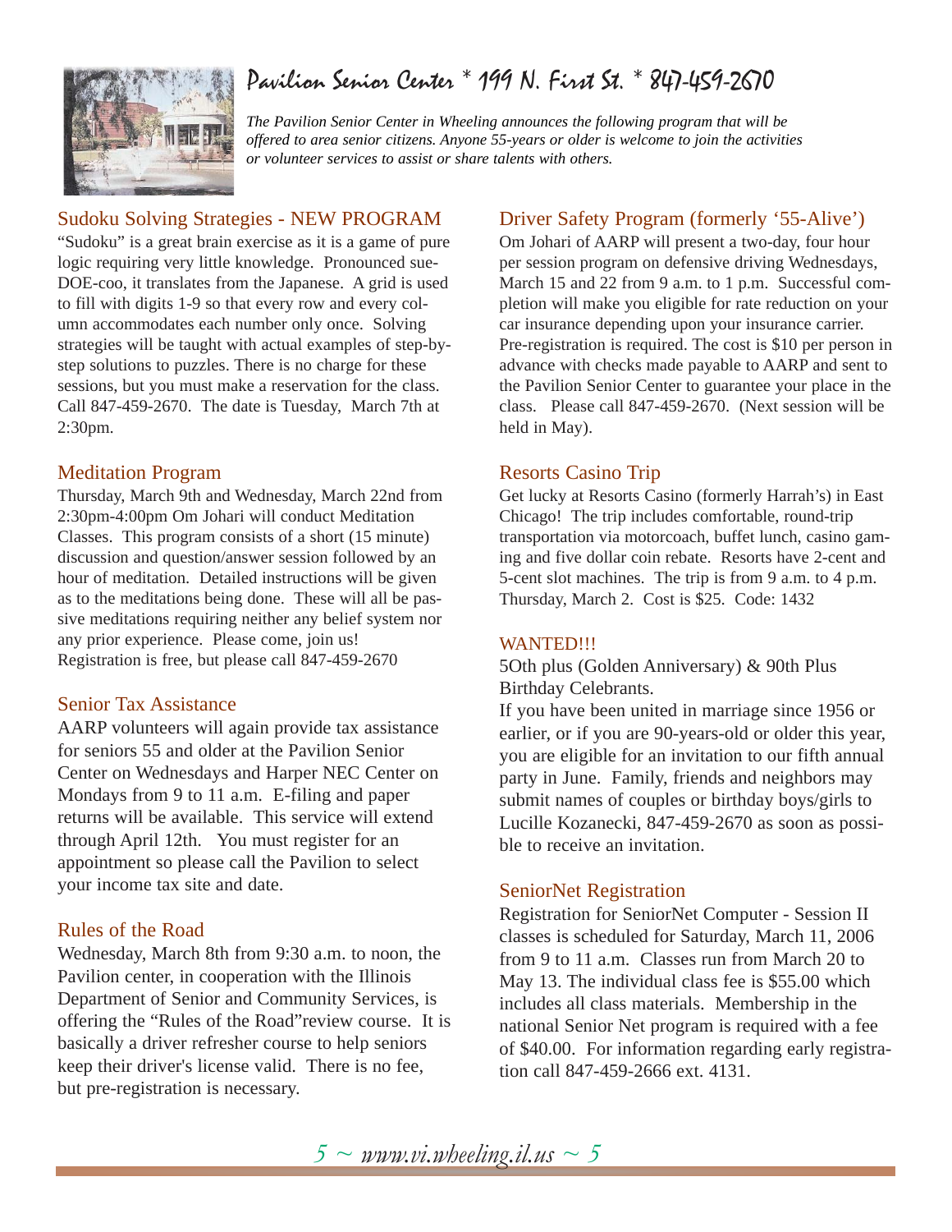# Pavilion Senior Center * 199 N. First St. * 847-459-2670

*The Pavilion Senior Center in Wheeling announces the following program that will be offered to area senior citizens. Anyone 55-years or older is welcome to join the activities or volunteer services to assist or share talents with others.*

## Sudoku Solving Strategies - NEW PROGRAM

"Sudoku" is a great brain exercise as it is a game of pure logic requiring very little knowledge. Pronounced sue-DOE-coo, it translates from the Japanese. A grid is used to fill with digits 1-9 so that every row and every column accommodates each number only once. Solving strategies will be taught with actual examples of step-by-step solutions to puzzles. There is no charge for these sessions, but you must make a reservation for the class. Call 847-459-2670. The date is Tuesday, March 7th at 2:30pm.

## Meditation Program

Thursday, March 9th and Wednesday, March 22nd from 2:30pm-4:00pm Om Johari will conduct Meditation Classes. This program consists of a short (15 minute) discussion and question/answer session followed by an hour of meditation. Detailed instructions will be given as to the meditations being done. These will all be passive meditations requiring neither any belief system nor any prior experience. Please come, join us! Registration is free, but please call 847-459-2670

## Senior Tax Assistance

AARP volunteers will again provide tax assistance for seniors 55 and older at the Pavilion Senior Center on Wednesdays and Harper NEC Center on Mondays from 9 to 11 a.m. E-filing and paper returns will be available. This service will extend through April 12th. You must register for an appointment so please call the Pavilion to select your income tax site and date.

## Rules of the Road

Wednesday, March 8th from 9:30 a.m. to noon, the Pavilion center, in cooperation with the Illinois Department of Senior and Community Services, is offering the "Rules of the Road"review course. It is basically a driver refresher course to help seniors keep their driver's license valid. There is no fee, but pre-registration is necessary.

## Driver Safety Program (formerly '55-Alive')

Om Johari of AARP will present a two-day, four hour per session program on defensive driving Wednesdays, March 15 and 22 from 9 a.m. to 1 p.m. Successful completion will make you eligible for rate reduction on your car insurance depending upon your insurance carrier. Pre-registration is required. The cost is $10 per person in advance with checks made payable to AARP and sent to the Pavilion Senior Center to guarantee your place in the class. Please call 847-459-2670. (Next session will be held in May).

## Resorts Casino Trip

Get lucky at Resorts Casino (formerly Harrah's) in East Chicago! The trip includes comfortable, round-trip transportation via motorcoach, buffet lunch, casino gaming and five dollar coin rebate. Resorts have 2-cent and 5-cent slot machines. The trip is from 9 a.m. to 4 p.m. Thursday, March 2. Cost is $25. Code: 1432

## WANTED!!!

5Oth plus (Golden Anniversary) & 90th Plus Birthday Celebrants.

If you have been united in marriage since 1956 or earlier, or if you are 90-years-old or older this year, you are eligible for an invitation to our fifth annual party in June. Family, friends and neighbors may submit names of couples or birthday boys/girls to Lucille Kozanecki, 847-459-2670 as soon as possible to receive an invitation.

## SeniorNet Registration

Registration for SeniorNet Computer - Session II classes is scheduled for Saturday, March 11, 2006 from 9 to 11 a.m. Classes run from March 20 to May 13. The individual class fee is $55.00 which includes all class materials. Membership in the national Senior Net program is required with a fee of $40.00. For information regarding early registration call 847-459-2666 ext. 4131.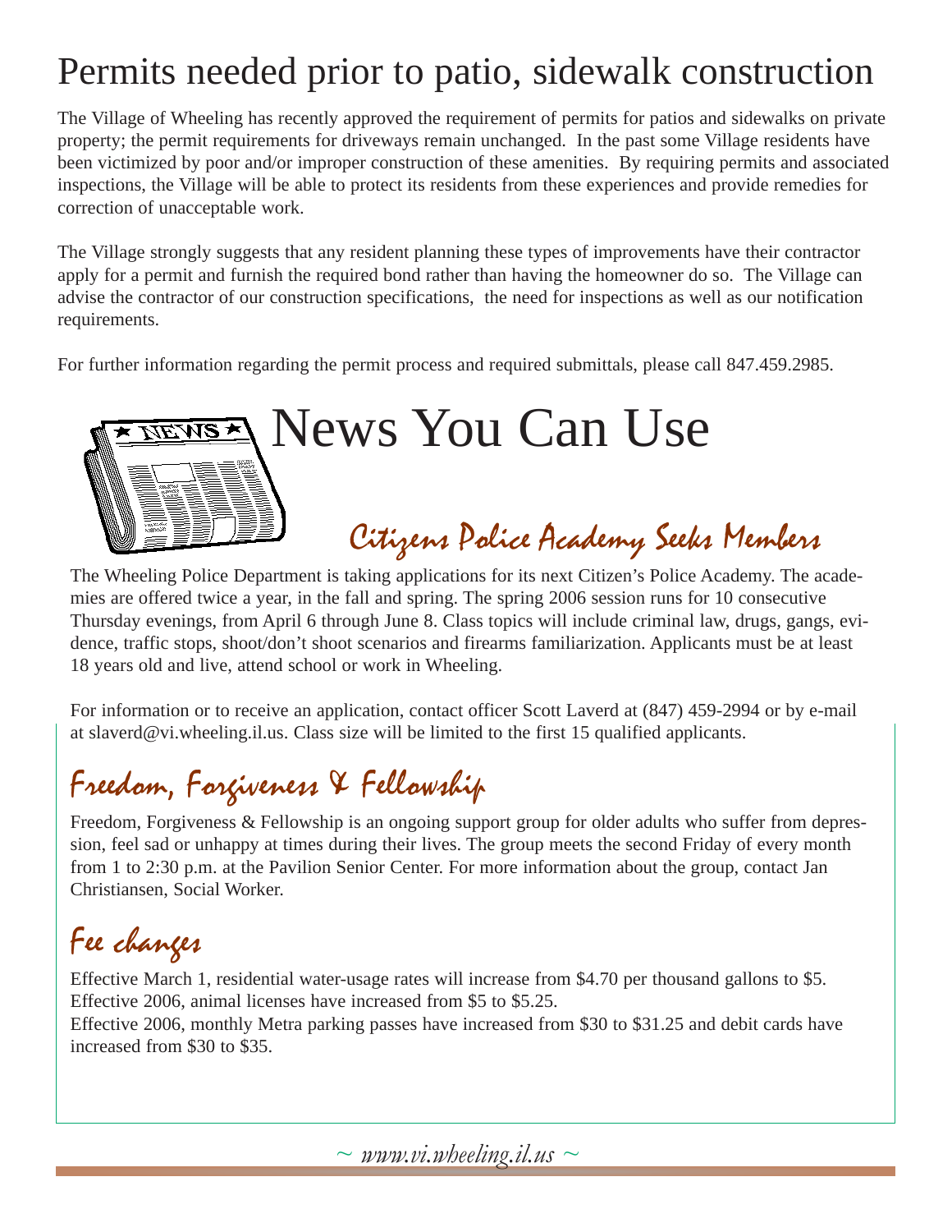# Permits needed prior to patio, sidewalk construction

The Village of Wheeling has recently approved the requirement of permits for patios and sidewalks on private property; the permit requirements for driveways remain unchanged. In the past some Village residents have been victimized by poor and/or improper construction of these amenities. By requiring permits and associated inspections, the Village will be able to protect its residents from these experiences and provide remedies for correction of unacceptable work.

The Village strongly suggests that any resident planning these types of improvements have their contractor apply for a permit and furnish the required bond rather than having the homeowner do so. The Village can advise the contractor of our construction specifications, the need for inspections as well as our notification requirements.

For further information regarding the permit process and required submittals, please call 847.459.2985.

# News You Can Use

## Citizens Police Academy Seeks Members

The Wheeling Police Department is taking applications for its next Citizen's Police Academy. The academies are offered twice a year, in the fall and spring. The spring 2006 session runs for 10 consecutive Thursday evenings, from April 6 through June 8. Class topics will include criminal law, drugs, gangs, evidence, traffic stops, shoot/don't shoot scenarios and firearms familiarization. Applicants must be at least 18 years old and live, attend school or work in Wheeling.

For information or to receive an application, contact officer Scott Laverd at (847) 459-2994 or by e-mail at slaverd@vi.wheeling.il.us. Class size will be limited to the first 15 qualified applicants.

## Freedom, Forgiveness & Fellowship

Freedom, Forgiveness & Fellowship is an ongoing support group for older adults who suffer from depression, feel sad or unhappy at times during their lives. The group meets the second Friday of every month from 1 to 2:30 p.m. at the Pavilion Senior Center. For more information about the group, contact Jan Christiansen, Social Worker.

## Fee changes

Effective March 1, residential water-usage rates will increase from $4.70 per thousand gallons to $5.
Effective 2006, animal licenses have increased from $5 to $5.25.
Effective 2006, monthly Metra parking passes have increased from $30 to $31.25 and debit cards have increased from $30 to $35.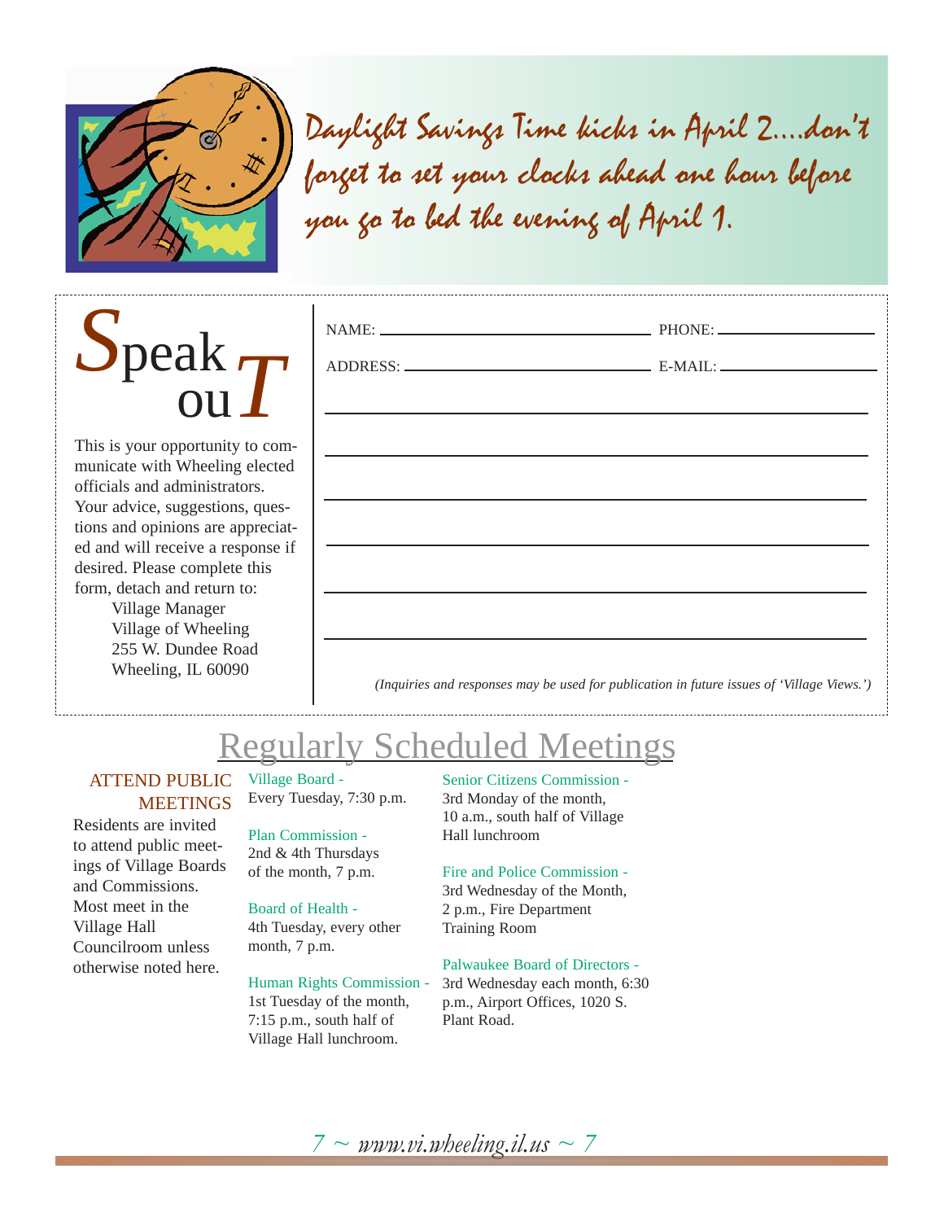*Daylight Savings Time kicks in April 2....don't forget to set your clocks ahead one hour before you go to bed the evening of April 1.*

# Speak ouT

This is your opportunity to communicate with Wheeling elected officials and administrators. Your advice, suggestions, questions and opinions are appreciated and will receive a response if desired. Please complete this form, detach and return to:

Village Manager
Village of Wheeling
255 W. Dundee Road
Wheeling, IL 60090

NAME: ______________________ PHONE: ______________

ADDRESS: ____________________ E-MAIL: ______________

_____________________________________________

_____________________________________________

_____________________________________________

_____________________________________________

_____________________________________________

_____________________________________________

*(Inquiries and responses may be used for publication in future issues of 'Village Views.')*

# Regularly Scheduled Meetings

## ATTEND PUBLIC MEETINGS

Residents are invited to attend public meetings of Village Boards and Commissions. Most meet in the Village Hall Councilroom unless otherwise noted here.

**Village Board -**
Every Tuesday, 7:30 p.m.

**Plan Commission -**
2nd & 4th Thursdays of the month, 7 p.m.

**Board of Health -**
4th Tuesday, every other month, 7 p.m.

**Human Rights Commission -**
1st Tuesday of the month, 7:15 p.m., south half of Village Hall lunchroom.

**Senior Citizens Commission -**
3rd Monday of the month, 10 a.m., south half of Village Hall lunchroom

**Fire and Police Commission -**
3rd Wednesday of the Month, 2 p.m., Fire Department Training Room

**Palwaukee Board of Directors -**
3rd Wednesday each month, 6:30 p.m., Airport Offices, 1020 S. Plant Road.

*www.vi.wheeling.il.us*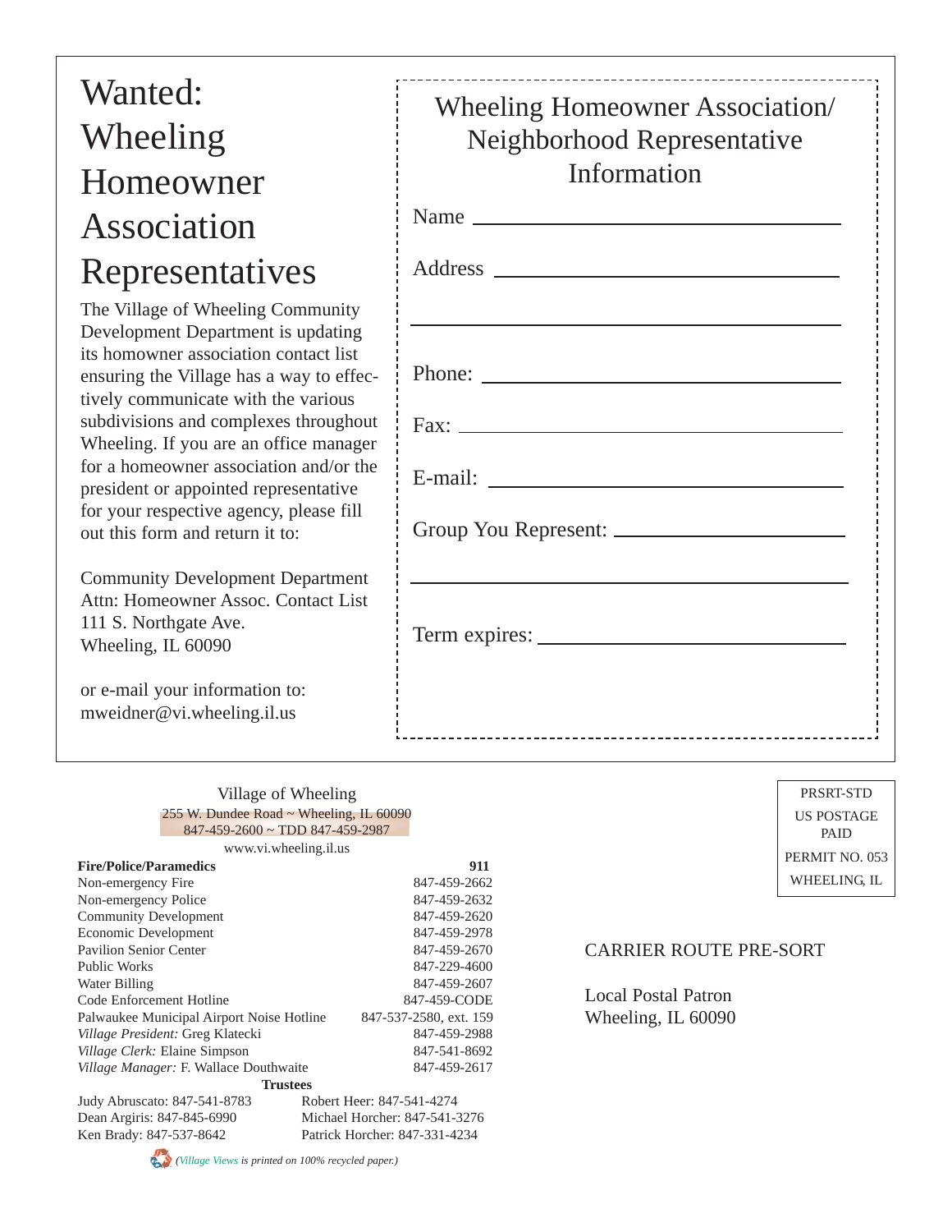# Wanted: Wheeling Homeowner Association Representatives

The Village of Wheeling Community Development Department is updating its homowner association contact list ensuring the Village has a way to effectively communicate with the various subdivisions and complexes throughout Wheeling. If you are an office manager for a homeowner association and/or the president or appointed representative for your respective agency, please fill out this form and return it to:

Community Development Department
Attn: Homeowner Assoc. Contact List
111 S. Northgate Ave.
Wheeling, IL 60090

or e-mail your information to:
mweidner@vi.wheeling.il.us

## Wheeling Homeowner Association/ Neighborhood Representative Information

Name ______________________________

Address ______________________________

______________________________

Phone: ______________________________

Fax: ______________________________

E-mail: ______________________________

Group You Represent: ______________________________

______________________________

Term expires: ______________________________

---

Village of Wheeling
255 W. Dundee Road ~ Wheeling, IL 60090
847-459-2600 ~ TDD 847-459-2987
www.vi.wheeling.il.us

| | |
|---|---|
| **Fire/Police/Paramedics** | **911** |
| Non-emergency Fire | 847-459-2662 |
| Non-emergency Police | 847-459-2632 |
| Community Development | 847-459-2620 |
| Economic Development | 847-459-2978 |
| Pavilion Senior Center | 847-459-2670 |
| Public Works | 847-229-4600 |
| Water Billing | 847-459-2607 |
| Code Enforcement Hotline | 847-459-CODE |
| Palwaukee Municipal Airport Noise Hotline | 847-537-2580, ext. 159 |
| *Village President:* Greg Klatecki | 847-459-2988 |
| *Village Clerk:* Elaine Simpson | 847-541-8692 |
| *Village Manager:* F. Wallace Douthwaite | 847-459-2617 |

**Trustees**

| | |
|---|---|
| Judy Abruscato: 847-541-8783 | Robert Heer: 847-541-4274 |
| Dean Argiris: 847-845-6990 | Michael Horcher: 847-541-3276 |
| Ken Brady: 847-537-8642 | Patrick Horcher: 847-331-4234 |

*(Village Views is printed on 100% recycled paper.)*

PRSRT-STD
US POSTAGE
PAID
PERMIT NO. 053
WHEELING, IL

CARRIER ROUTE PRE-SORT

Local Postal Patron
Wheeling, IL 60090